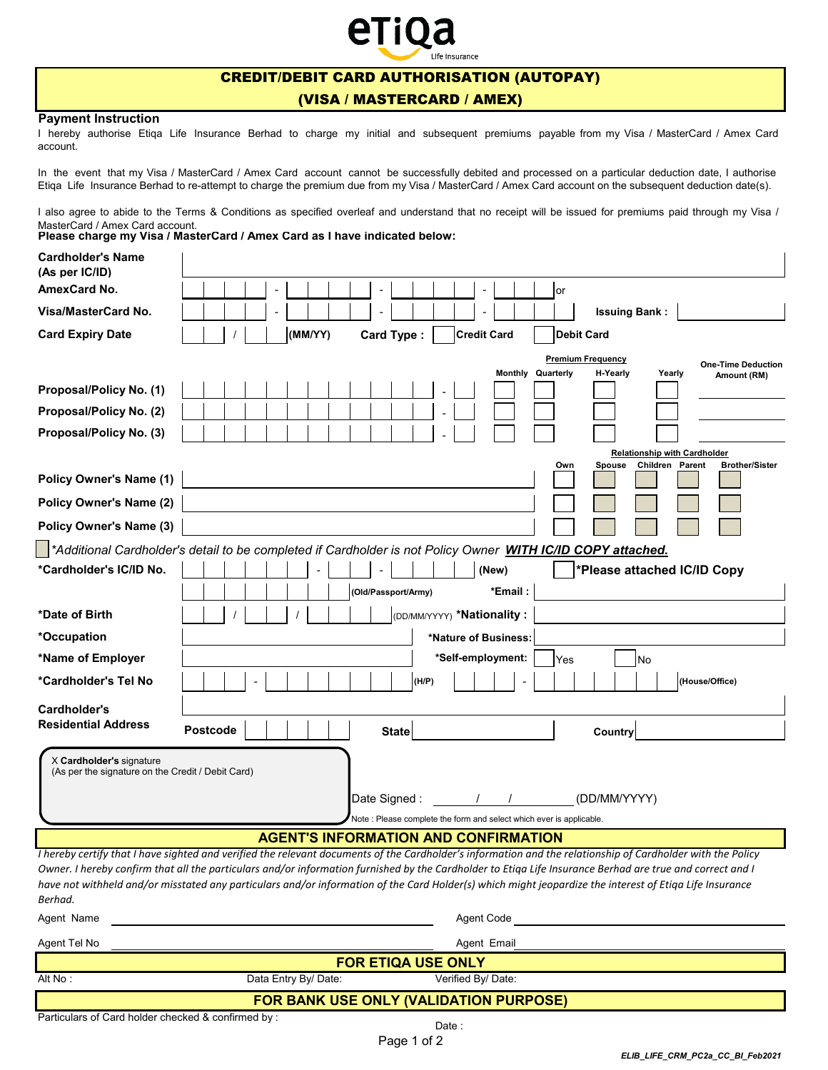eTiQa Life Insurance

# CREDIT/DEBIT CARD AUTHORISATION (AUTOPAY)
## (VISA / MASTERCARD / AMEX)

**Payment Instruction**

I hereby authorise Etiqa Life Insurance Berhad to charge my initial and subsequent premiums payable from my Visa / MasterCard / Amex Card account.

In the event that my Visa / MasterCard / Amex Card account cannot be successfully debited and processed on a particular deduction date, I authorise Etiqa Life Insurance Berhad to re-attempt to charge the premium due from my Visa / MasterCard / Amex Card account on the subsequent deduction date(s).

I also agree to abide to the Terms & Conditions as specified overleaf and understand that no receipt will be issued for premiums paid through my Visa / MasterCard / Amex Card account.

**Please charge my Visa / MasterCard / Amex Card as I have indicated below:**

**Cardholder's Name (As per IC/ID)** ______________________________

**AmexCard No.** ____ - ____ - ____ - ____ or

**Visa/MasterCard No.** ____ - ____ - ____ - ____ **Issuing Bank :** __________

**Card Expiry Date** __ / __ (MM/YY) **Card Type :** ☐ Credit Card ☐ Debit Card

| | | Premium Frequency | | | | One-Time Deduction Amount (RM) |
|---|---|---|---|---|---|---|
| | | Monthly | Quarterly | H-Yearly | Yearly | |
| **Proposal/Policy No. (1)** | ____ - __ | ☐ | ☐ | ☐ | ☐ | ______ |
| **Proposal/Policy No. (2)** | ____ - __ | ☐ | ☐ | ☐ | ☐ | ______ |
| **Proposal/Policy No. (3)** | ____ - __ | ☐ | ☐ | ☐ | ☐ | ______ |

| | | Relationship with Cardholder | | | | |
|---|---|---|---|---|---|---|
| | | Own | Spouse | Children | Parent | Brother/Sister |
| **Policy Owner's Name (1)** | ______ | ☐ | ☐ | ☐ | ☐ | ☐ |
| **Policy Owner's Name (2)** | ______ | ☐ | ☐ | ☐ | ☐ | ☐ |
| **Policy Owner's Name (3)** | ______ | ☐ | ☐ | ☐ | ☐ | ☐ |

☐ *\*Additional Cardholder's detail to be completed if Cardholder is not Policy Owner **WITH IC/ID COPY attached.***

**\*Cardholder's IC/ID No.** ______ - __ - ____ (New) ☐ **\*Please attached IC/ID Copy**

______ (Old/Passport/Army) **\*Email :** ______

**\*Date of Birth** __ / __ / ____ (DD/MM/YYYY) **\*Nationality :** ______

**\*Occupation** ______ **\*Nature of Business:** ______

**\*Name of Employer** ______ **\*Self-employment:** ☐ Yes ☐ No

**\*Cardholder's Tel No** ___ - ________ (H/P) ___ - ________ (House/Office)

**Cardholder's Residential Address** ______________________________

**Postcode** ______ **State** ______ **Country** ______

X **Cardholder's** signature
(As per the signature on the Credit / Debit Card)

Date Signed : ___ / ___ / ______ (DD/MM/YYYY)

Note : Please complete the form and select which ever is applicable.

## AGENT'S INFORMATION AND CONFIRMATION

*I hereby certify that I have sighted and verified the relevant documents of the Cardholder's information and the relationship of Cardholder with the Policy Owner. I hereby confirm that all the particulars and/or information furnished by the Cardholder to Etiqa Life Insurance Berhad are true and correct and I have not withheld and/or misstated any particulars and/or information of the Card Holder(s) which might jeopardize the interest of Etiqa Life Insurance Berhad.*

Agent Name ______________________ Agent Code ______________________

Agent Tel No ______________________ Agent Email ______________________

## FOR ETIQA USE ONLY

Alt No : Data Entry By/ Date: Verified By/ Date:

## FOR BANK USE ONLY (VALIDATION PURPOSE)

Particulars of Card holder checked & confirmed by :

Date :

ELIB_LIFE_CRM_PC2a_CC_BI_Feb2021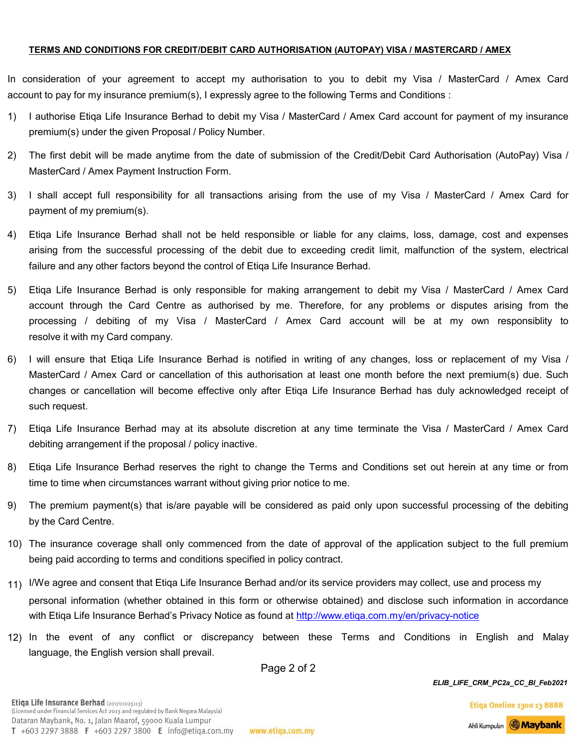**TERMS AND CONDITIONS FOR CREDIT/DEBIT CARD AUTHORISATION (AUTOPAY) VISA / MASTERCARD / AMEX**

In consideration of your agreement to accept my authorisation to you to debit my Visa / MasterCard / Amex Card account to pay for my insurance premium(s), I expressly agree to the following Terms and Conditions :

1) I authorise Etiqa Life Insurance Berhad to debit my Visa / MasterCard / Amex Card account for payment of my insurance premium(s) under the given Proposal / Policy Number.

2) The first debit will be made anytime from the date of submission of the Credit/Debit Card Authorisation (AutoPay) Visa / MasterCard / Amex Payment Instruction Form.

3) I shall accept full responsibility for all transactions arising from the use of my Visa / MasterCard / Amex Card for payment of my premium(s).

4) Etiqa Life Insurance Berhad shall not be held responsible or liable for any claims, loss, damage, cost and expenses arising from the successful processing of the debit due to exceeding credit limit, malfunction of the system, electrical failure and any other factors beyond the control of Etiqa Life Insurance Berhad.

5) Etiqa Life Insurance Berhad is only responsible for making arrangement to debit my Visa / MasterCard / Amex Card account through the Card Centre as authorised by me. Therefore, for any problems or disputes arising from the processing / debiting of my Visa / MasterCard / Amex Card account will be at my own responsiblity to resolve it with my Card company.

6) I will ensure that Etiqa Life Insurance Berhad is notified in writing of any changes, loss or replacement of my Visa / MasterCard / Amex Card or cancellation of this authorisation at least one month before the next premium(s) due. Such changes or cancellation will become effective only after Etiqa Life Insurance Berhad has duly acknowledged receipt of such request.

7) Etiqa Life Insurance Berhad may at its absolute discretion at any time terminate the Visa / MasterCard / Amex Card debiting arrangement if the proposal / policy inactive.

8) Etiqa Life Insurance Berhad reserves the right to change the Terms and Conditions set out herein at any time or from time to time when circumstances warrant without giving prior notice to me.

9) The premium payment(s) that is/are payable will be considered as paid only upon successful processing of the debiting by the Card Centre.

10) The insurance coverage shall only commenced from the date of approval of the application subject to the full premium being paid according to terms and conditions specified in policy contract.

11) I/We agree and consent that Etiqa Life Insurance Berhad and/or its service providers may collect, use and process my personal information (whether obtained in this form or otherwise obtained) and disclose such information in accordance with Etiqa Life Insurance Berhad's Privacy Notice as found at http://www.etiqa.com.my/en/privacy-notice

12) In the event of any conflict or discrepancy between these Terms and Conditions in English and Malay language, the English version shall prevail.

*ELIB_LIFE_CRM_PC2a_CC_BI_Feb2021*

**Etiqa Life Insurance Berhad** (201701025113)
(Licensed under Financial Services Act 2013 and regulated by Bank Negara Malaysia)
Dataran Maybank, No. 1, Jalan Maarof, 59000 Kuala Lumpur
T +603 2297 3888 F +603 2297 3800 E info@etiqa.com.my www.etiqa.com.my

Etiqa Oneline 1300 13 8888

Ahli Kumpulan Maybank